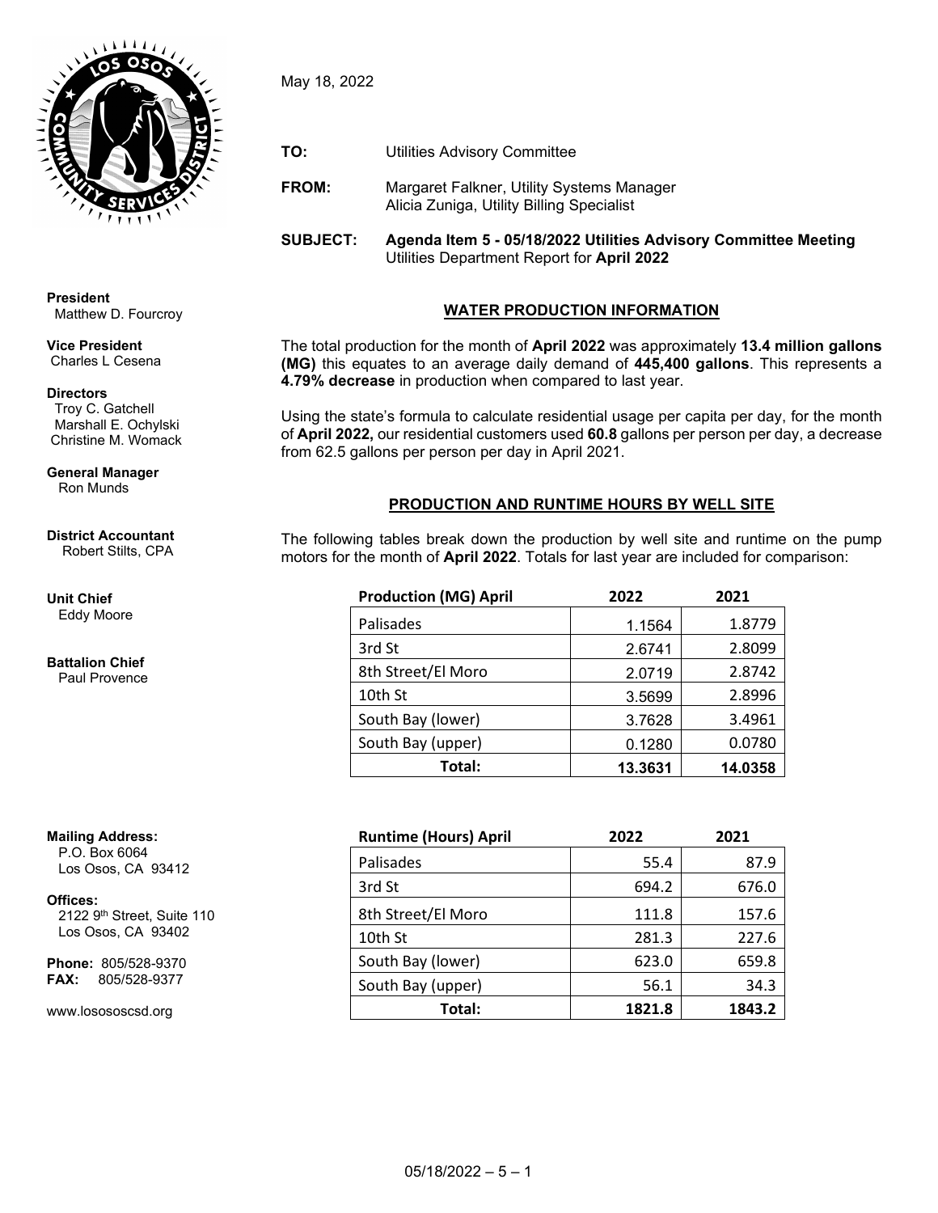May 18, 2022

**TO:** Utilities Advisory Committee

**FROM:** Margaret Falkner, Utility Systems Manager
Alicia Zuniga, Utility Billing Specialist

**SUBJECT: Agenda Item 5 - 05/18/2022 Utilities Advisory Committee Meeting**
Utilities Department Report for **April 2022**

**President**
Matthew D. Fourcroy

**Vice President**
Charles L Cesena

**Directors**
Troy C. Gatchell
Marshall E. Ochylski
Christine M. Womack

**General Manager**
Ron Munds

**District Accountant**
Robert Stilts, CPA

**Unit Chief**
Eddy Moore

**Battalion Chief**
Paul Provence

**Mailing Address:**
P.O. Box 6064
Los Osos, CA 93412

**Offices:**
2122 9th Street, Suite 110
Los Osos, CA 93402

**Phone:** 805/528-9370
**FAX:** 805/528-9377

www.lososcsd.org

## WATER PRODUCTION INFORMATION

The total production for the month of **April 2022** was approximately **13.4 million gallons (MG)** this equates to an average daily demand of **445,400 gallons**. This represents a **4.79% decrease** in production when compared to last year.

Using the state's formula to calculate residential usage per capita per day, for the month of **April 2022,** our residential customers used **60.8** gallons per person per day, a decrease from 62.5 gallons per person per day in April 2021.

## PRODUCTION AND RUNTIME HOURS BY WELL SITE

The following tables break down the production by well site and runtime on the pump motors for the month of **April 2022**. Totals for last year are included for comparison:

| Production (MG) April | 2022 | 2021 |
|---|---|---|
| Palisades | 1.1564 | 1.8779 |
| 3rd St | 2.6741 | 2.8099 |
| 8th Street/El Moro | 2.0719 | 2.8742 |
| 10th St | 3.5699 | 2.8996 |
| South Bay (lower) | 3.7628 | 3.4961 |
| South Bay (upper) | 0.1280 | 0.0780 |
| **Total:** | **13.3631** | **14.0358** |

| Runtime (Hours) April | 2022 | 2021 |
|---|---|---|
| Palisades | 55.4 | 87.9 |
| 3rd St | 694.2 | 676.0 |
| 8th Street/El Moro | 111.8 | 157.6 |
| 10th St | 281.3 | 227.6 |
| South Bay (lower) | 623.0 | 659.8 |
| South Bay (upper) | 56.1 | 34.3 |
| **Total:** | **1821.8** | **1843.2** |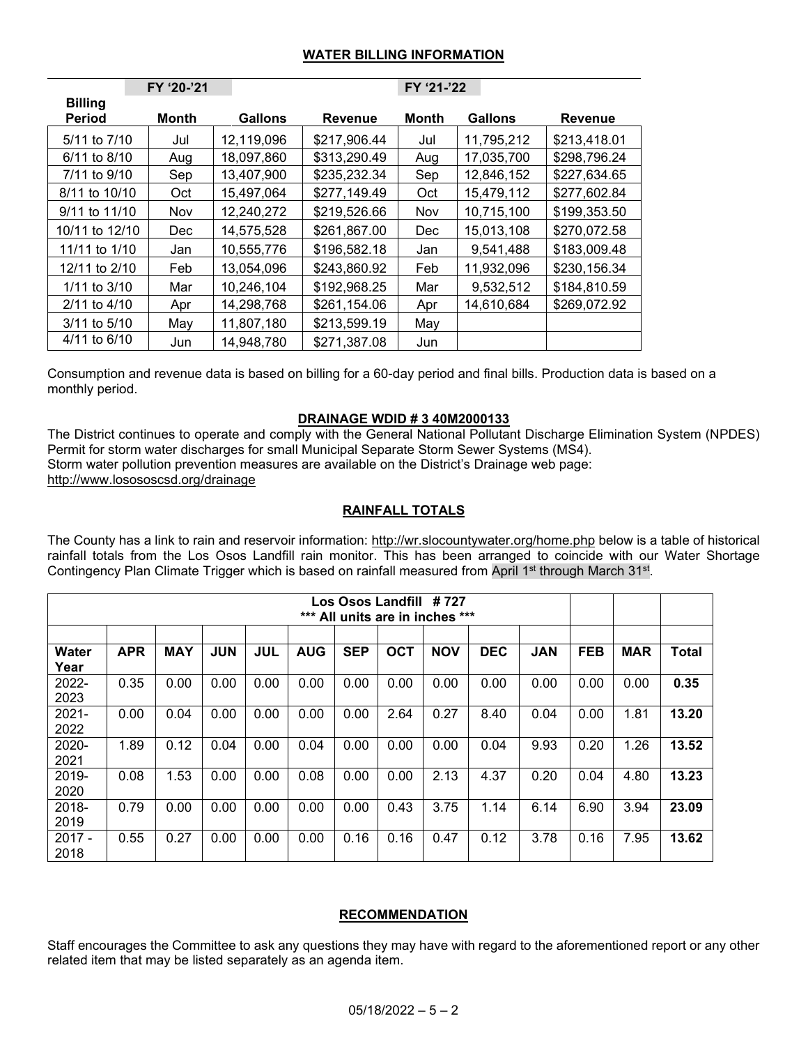## WATER BILLING INFORMATION

| | FY '20-'21 | | | FY '21-'22 | | |
|---|---|---|---|---|---|---|
| Billing Period | Month | Gallons | Revenue | Month | Gallons | Revenue |
| 5/11 to 7/10 | Jul | 12,119,096 | $217,906.44 | Jul | 11,795,212 | $213,418.01 |
| 6/11 to 8/10 | Aug | 18,097,860 | $313,290.49 | Aug | 17,035,700 | $298,796.24 |
| 7/11 to 9/10 | Sep | 13,407,900 | $235,232.34 | Sep | 12,846,152 | $227,634.65 |
| 8/11 to 10/10 | Oct | 15,497,064 | $277,149.49 | Oct | 15,479,112 | $277,602.84 |
| 9/11 to 11/10 | Nov | 12,240,272 | $219,526.66 | Nov | 10,715,100 | $199,353.50 |
| 10/11 to 12/10 | Dec | 14,575,528 | $261,867.00 | Dec | 15,013,108 | $270,072.58 |
| 11/11 to 1/10 | Jan | 10,555,776 | $196,582.18 | Jan | 9,541,488 | $183,009.48 |
| 12/11 to 2/10 | Feb | 13,054,096 | $243,860.92 | Feb | 11,932,096 | $230,156.34 |
| 1/11 to 3/10 | Mar | 10,246,104 | $192,968.25 | Mar | 9,532,512 | $184,810.59 |
| 2/11 to 4/10 | Apr | 14,298,768 | $261,154.06 | Apr | 14,610,684 | $269,072.92 |
| 3/11 to 5/10 | May | 11,807,180 | $213,599.19 | May | | |
| 4/11 to 6/10 | Jun | 14,948,780 | $271,387.08 | Jun | | |

Consumption and revenue data is based on billing for a 60-day period and final bills. Production data is based on a monthly period.

## DRAINAGE WDID # 3 40M2000133

The District continues to operate and comply with the General National Pollutant Discharge Elimination System (NPDES) Permit for storm water discharges for small Municipal Separate Storm Sewer Systems (MS4).
Storm water pollution prevention measures are available on the District's Drainage web page:
http://www.losososcsd.org/drainage

## RAINFALL TOTALS

The County has a link to rain and reservoir information: http://wr.slocountywater.org/home.php below is a table of historical rainfall totals from the Los Osos Landfill rain monitor. This has been arranged to coincide with our Water Shortage Contingency Plan Climate Trigger which is based on rainfall measured from April 1st through March 31st.

| Los Osos Landfill # 727 *** All units are in inches *** | | | | | | | | | | | | | |
|---|---|---|---|---|---|---|---|---|---|---|---|---|---|
| Water Year | APR | MAY | JUN | JUL | AUG | SEP | OCT | NOV | DEC | JAN | FEB | MAR | Total |
| 2022-2023 | 0.35 | 0.00 | 0.00 | 0.00 | 0.00 | 0.00 | 0.00 | 0.00 | 0.00 | 0.00 | 0.00 | 0.00 | **0.35** |
| 2021-2022 | 0.00 | 0.04 | 0.00 | 0.00 | 0.00 | 0.00 | 2.64 | 0.27 | 8.40 | 0.04 | 0.00 | 1.81 | **13.20** |
| 2020-2021 | 1.89 | 0.12 | 0.04 | 0.00 | 0.04 | 0.00 | 0.00 | 0.00 | 0.04 | 9.93 | 0.20 | 1.26 | **13.52** |
| 2019-2020 | 0.08 | 1.53 | 0.00 | 0.00 | 0.08 | 0.00 | 0.00 | 2.13 | 4.37 | 0.20 | 0.04 | 4.80 | **13.23** |
| 2018-2019 | 0.79 | 0.00 | 0.00 | 0.00 | 0.00 | 0.00 | 0.43 | 3.75 | 1.14 | 6.14 | 6.90 | 3.94 | **23.09** |
| 2017 - 2018 | 0.55 | 0.27 | 0.00 | 0.00 | 0.00 | 0.16 | 0.16 | 0.47 | 0.12 | 3.78 | 0.16 | 7.95 | **13.62** |

## RECOMMENDATION

Staff encourages the Committee to ask any questions they may have with regard to the aforementioned report or any other related item that may be listed separately as an agenda item.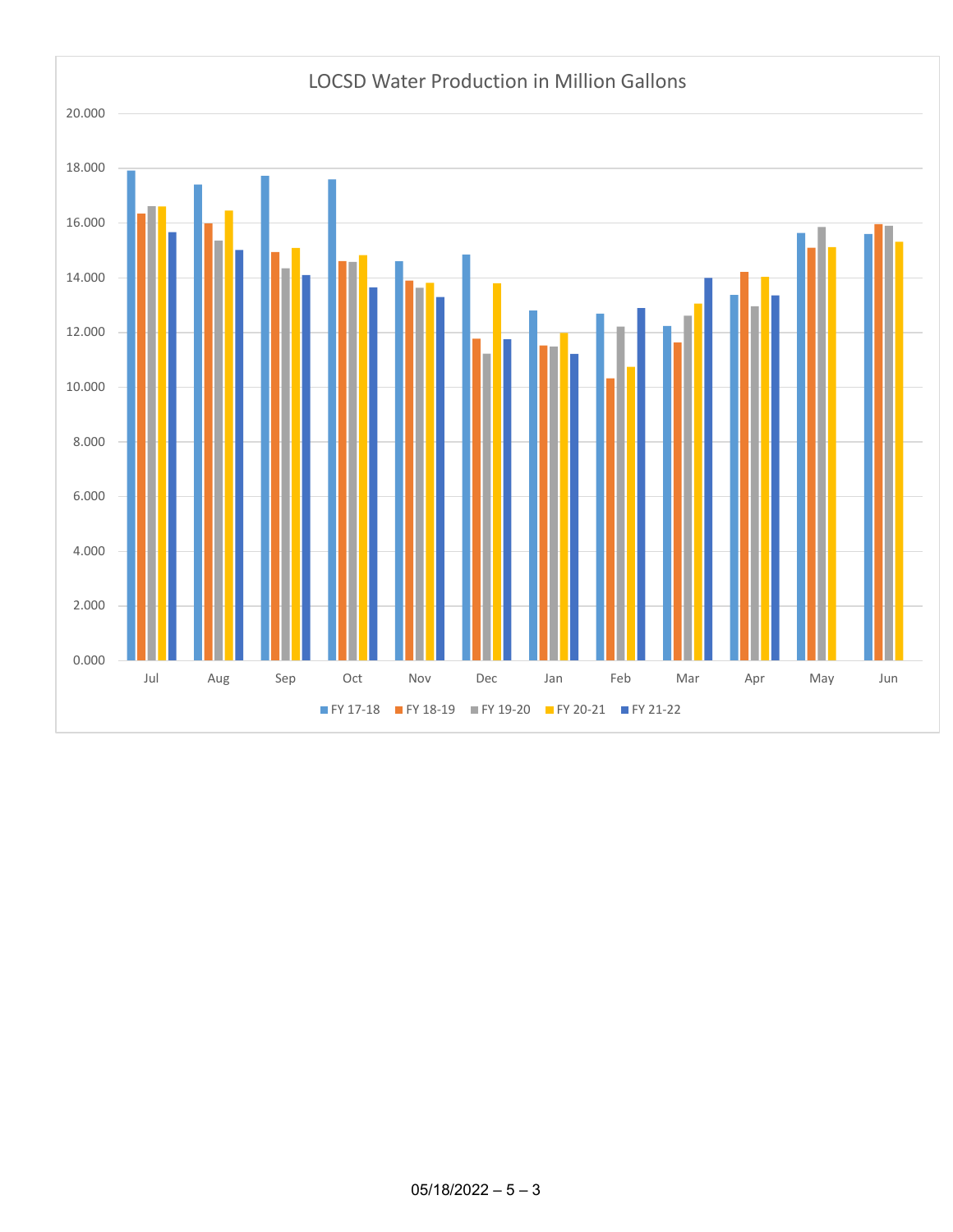## LOCSD Water Production in Million Gallons

| Month | FY 17-18 | FY 18-19 | FY 19-20 | FY 20-21 | FY 21-22 |
|---|---|---|---|---|---|
| Jul | 17.9 | 16.35 | 16.6 | 16.6 | 15.65 |
| Aug | 17.4 | 16.0 | 15.35 | 16.45 | 15.0 |
| Sep | 17.7 | 14.95 | 14.35 | 15.1 | 14.1 |
| Oct | 17.6 | 14.6 | 14.55 | 14.8 | 13.65 |
| Nov | 14.6 | 13.9 | 13.65 | 13.8 | 13.3 |
| Dec | 14.85 | 11.75 | 11.2 | 13.8 | 11.75 |
| Jan | 12.8 | 11.5 | 11.5 | 11.95 | 11.2 |
| Feb | 12.7 | 10.3 | 12.2 | 10.75 | 12.9 |
| Mar | 12.25 | 11.6 | 12.6 | 13.05 | 14.0 |
| Apr | 13.35 | 14.2 | 12.95 | 14.05 | 13.35 |
| May | 15.6 | 15.1 | 15.85 | 15.1 | |
| Jun | 15.6 | 15.95 | 15.9 | 15.3 | |

*Values are approximate readings from the bar chart (y-axis 0.000–20.000).*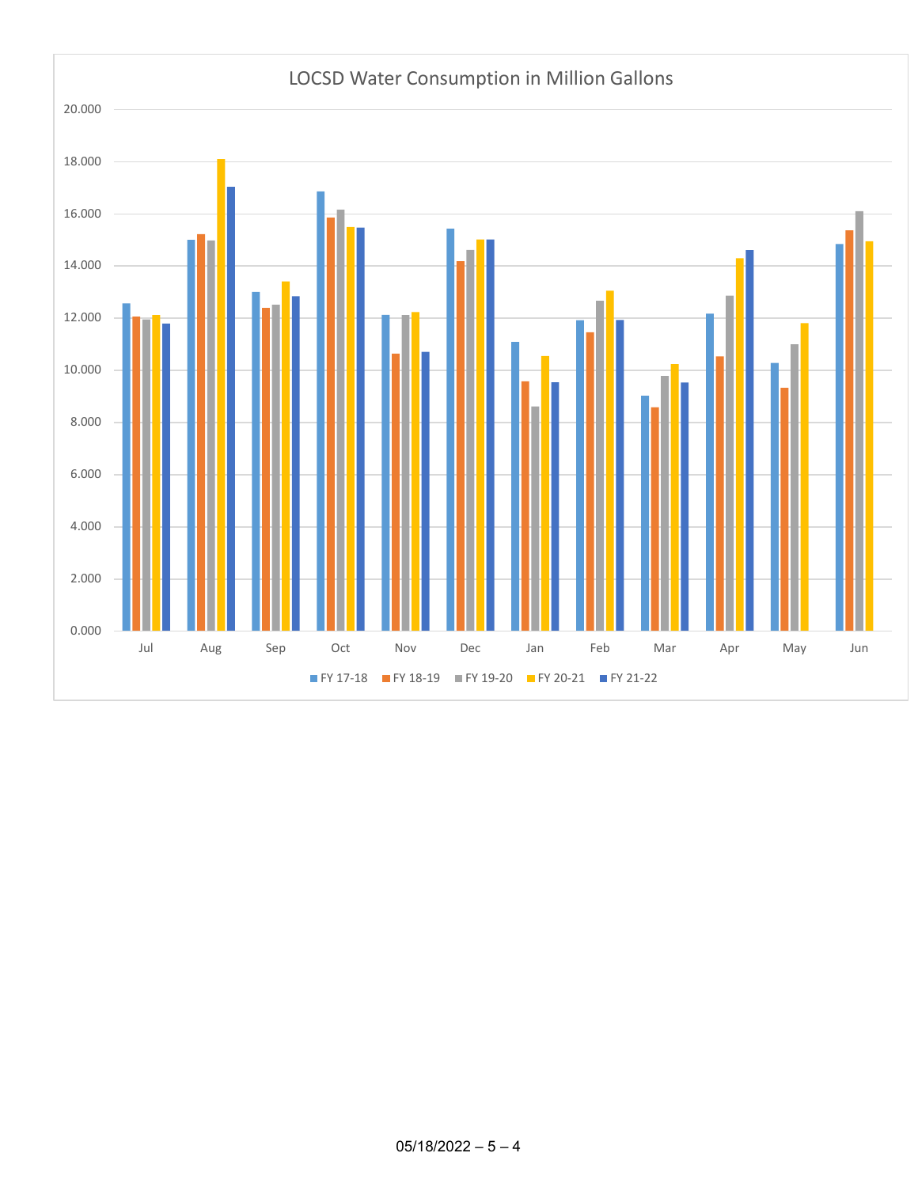LOCSD Water Consumption in Million Gallons

| Month | FY 17-18 | FY 18-19 | FY 19-20 | FY 20-21 | FY 21-22 |
|---|---|---|---|---|---|
| Jul | 12.550 | 12.050 | 11.930 | 12.100 | 11.780 |
| Aug | 15.000 | 15.230 | 14.970 | 18.100 | 17.040 |
| Sep | 13.000 | 12.380 | 12.500 | 13.400 | 12.820 |
| Oct | 16.870 | 15.860 | 16.170 | 15.500 | 15.470 |
| Nov | 12.110 | 10.620 | 12.110 | 12.220 | 10.690 |
| Dec | 15.440 | 14.180 | 14.600 | 15.020 | 15.020 |
| Jan | 11.090 | 9.570 | 8.600 | 10.550 | 9.530 |
| Feb | 11.910 | 11.450 | 12.660 | 13.040 | 11.930 |
| Mar | 9.030 | 8.580 | 9.790 | 10.230 | 9.530 |
| Apr | 12.160 | 10.520 | 12.860 | 14.280 | 14.600 |
| May | 10.270 | 9.330 | 11.000 | 11.800 | |
| Jun | 14.840 | 15.360 | 16.100 | 14.940 | |

*Values estimated from bar chart.*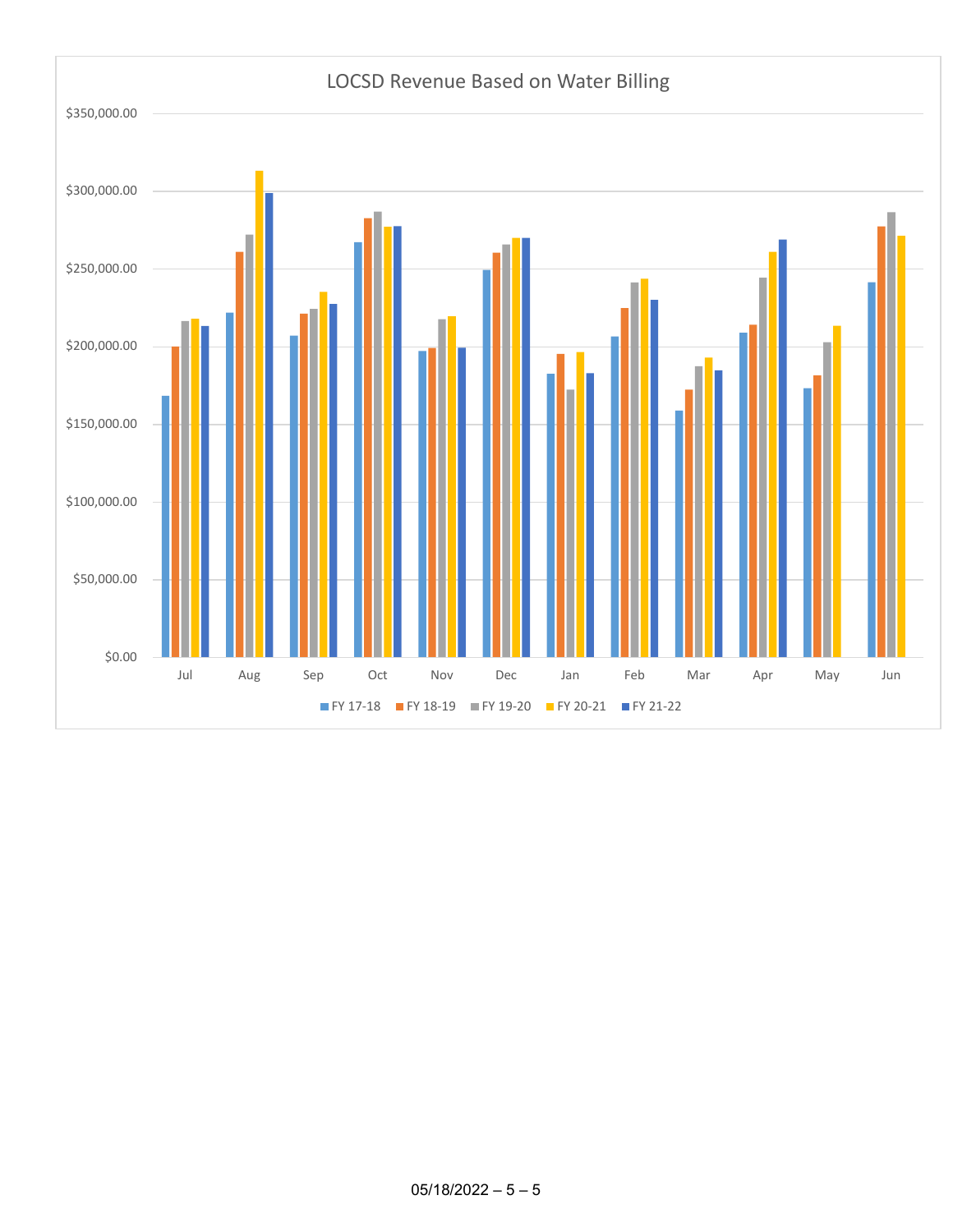LOCSD Revenue Based on Water Billing

$350,000.00
$300,000.00
$250,000.00
$200,000.00
$150,000.00
$100,000.00
$50,000.00
$0.00

Jul Aug Sep Oct Nov Dec Jan Feb Mar Apr May Jun

FY 17-18 FY 18-19 FY 19-20 FY 20-21 FY 21-22